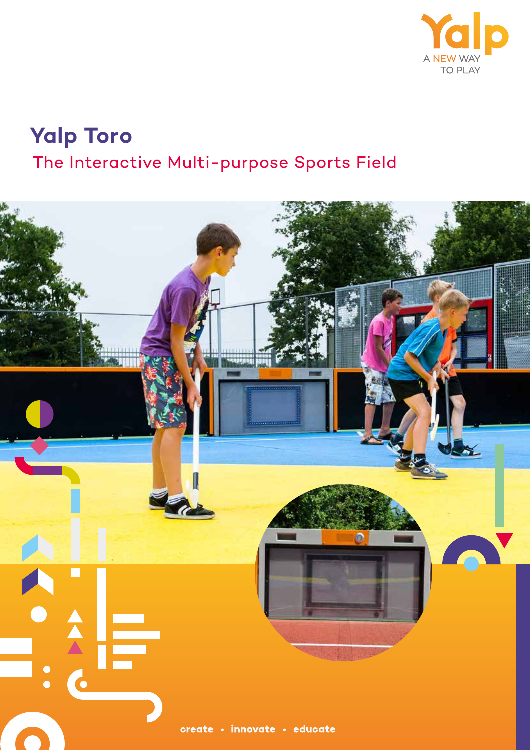Yalp

A NEW WAY TO PLAY

# Yalp Toro

## The Interactive Multi-purpose Sports Field

create • innovate • educate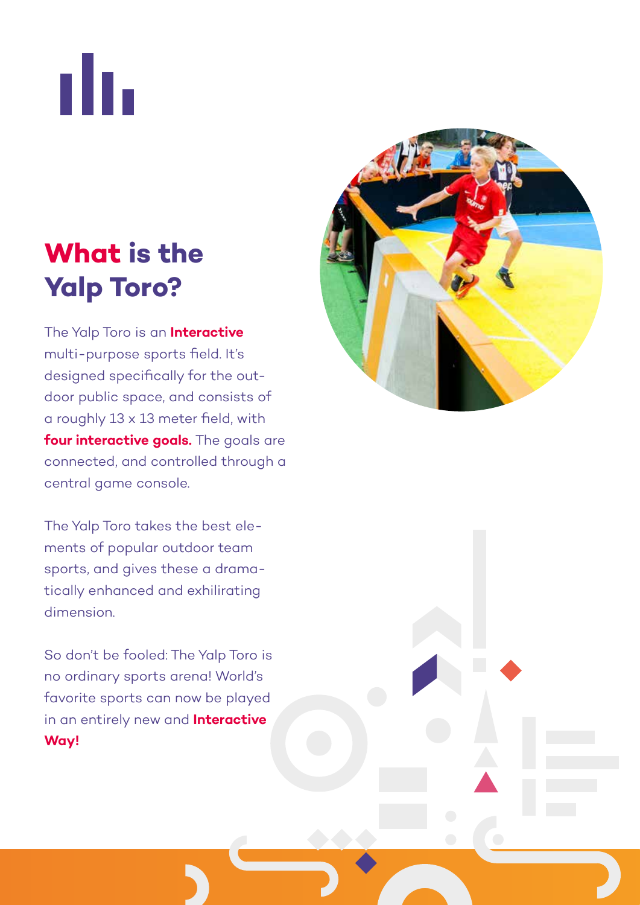# What is the Yalp Toro?

The Yalp Toro is an **Interactive** multi-purpose sports field. It's designed specifically for the outdoor public space, and consists of a roughly 13 x 13 meter field, with **four interactive goals.** The goals are connected, and controlled through a central game console.

The Yalp Toro takes the best elements of popular outdoor team sports, and gives these a dramatically enhanced and exhilirating dimension.

So don't be fooled: The Yalp Toro is no ordinary sports arena! World's favorite sports can now be played in an entirely new and **Interactive Way!**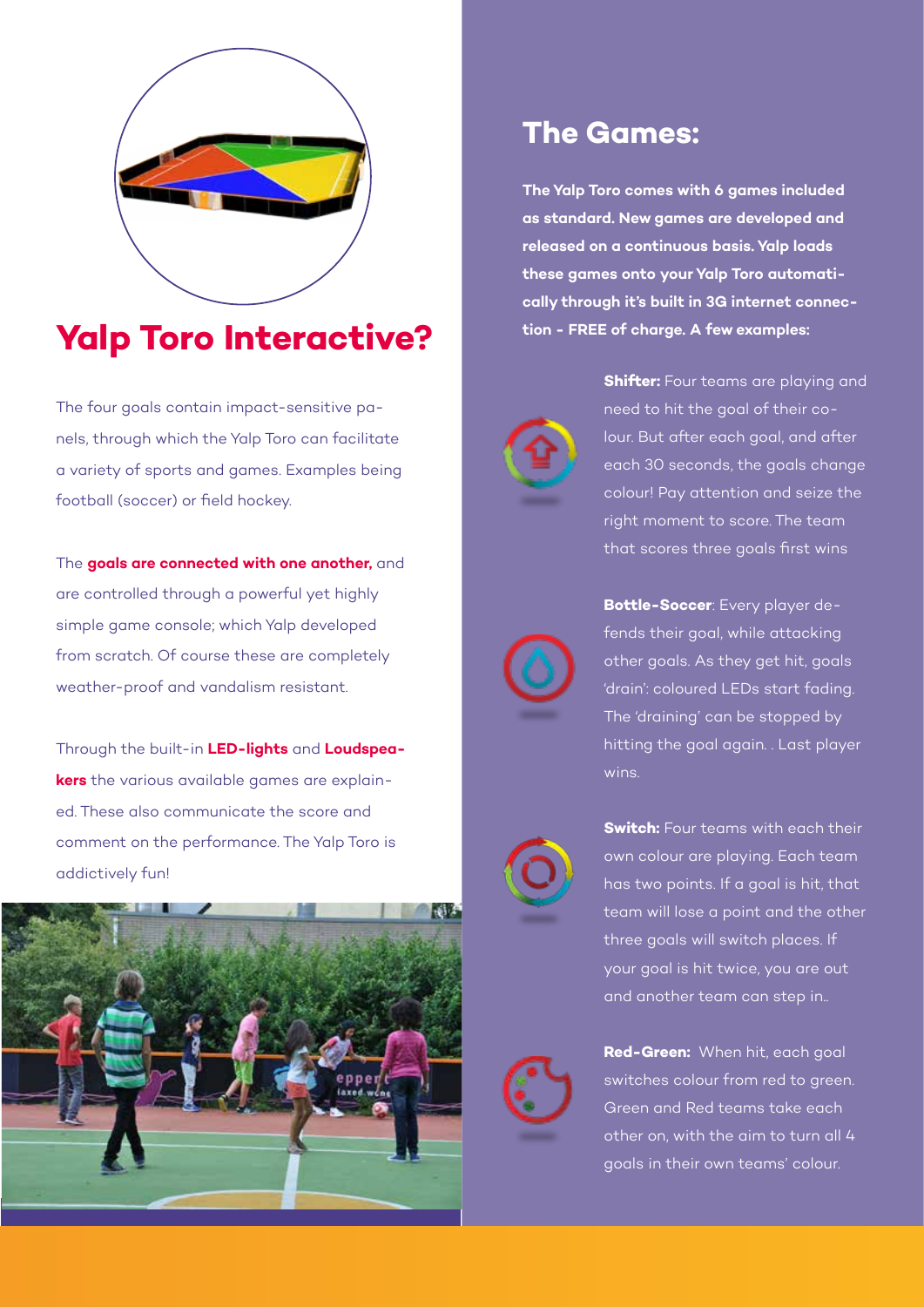## Yalp Toro Interactive?

The four goals contain impact-sensitive panels, through which the Yalp Toro can facilitate a variety of sports and games. Examples being football (soccer) or field hockey.

The **goals are connected with one another,** and are controlled through a powerful yet highly simple game console; which Yalp developed from scratch. Of course these are completely weather-proof and vandalism resistant.

Through the built-in **LED-lights** and **Loudspeakers** the various available games are explained. These also communicate the score and comment on the performance. The Yalp Toro is addictively fun!

## The Games:

**The Yalp Toro comes with 6 games included as standard. New games are developed and released on a continuous basis. Yalp loads these games onto your Yalp Toro automatically through it's built in 3G internet connection - FREE of charge. A few examples:**

**Shifter:** Four teams are playing and need to hit the goal of their colour. But after each goal, and after each 30 seconds, the goals change colour! Pay attention and seize the right moment to score. The team that scores three goals first wins

**Bottle-Soccer**: Every player defends their goal, while attacking other goals. As they get hit, goals 'drain': coloured LEDs start fading. The 'draining' can be stopped by hitting the goal again. . Last player wins.

**Switch:** Four teams with each their own colour are playing. Each team has two points. If a goal is hit, that team will lose a point and the other three goals will switch places. If your goal is hit twice, you are out and another team can step in..

**Red-Green:** When hit, each goal switches colour from red to green. Green and Red teams take each other on, with the aim to turn all 4 goals in their own teams' colour.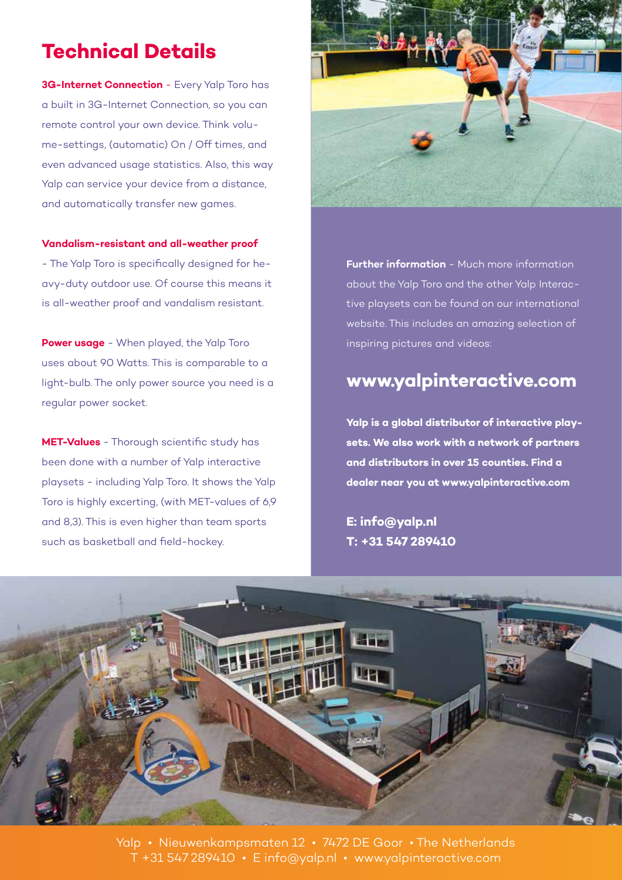# Technical Details

**3G-Internet Connection** - Every Yalp Toro has a built in 3G-Internet Connection, so you can remote control your own device. Think volume-settings, (automatic) On / Off times, and even advanced usage statistics. Also, this way Yalp can service your device from a distance, and automatically transfer new games.

**Vandalism-resistant and all-weather proof** - The Yalp Toro is specifically designed for heavy-duty outdoor use. Of course this means it is all-weather proof and vandalism resistant.

**Power usage** - When played, the Yalp Toro uses about 90 Watts. This is comparable to a light-bulb. The only power source you need is a regular power socket.

**MET-Values** - Thorough scientific study has been done with a number of Yalp interactive playsets - including Yalp Toro. It shows the Yalp Toro is highly excerting, (with MET-values of 6,9 and 8,3). This is even higher than team sports such as basketball and field-hockey.

**Further information** - Much more information about the Yalp Toro and the other Yalp Interactive playsets can be found on our international website. This includes an amazing selection of inspiring pictures and videos:

## www.yalpinteractive.com

**Yalp is a global distributor of interactive playsets. We also work with a network of partners and distributors in over 15 counties. Find a dealer near you at www.yalpinteractive.com**

**E: info@yalp.nl**
**T: +31 547 289410**

Yalp • Nieuwenkampsmaten 12 • 7472 DE Goor • The Netherlands
T +31 547 289410 • E info@yalp.nl • www.yalpinteractive.com